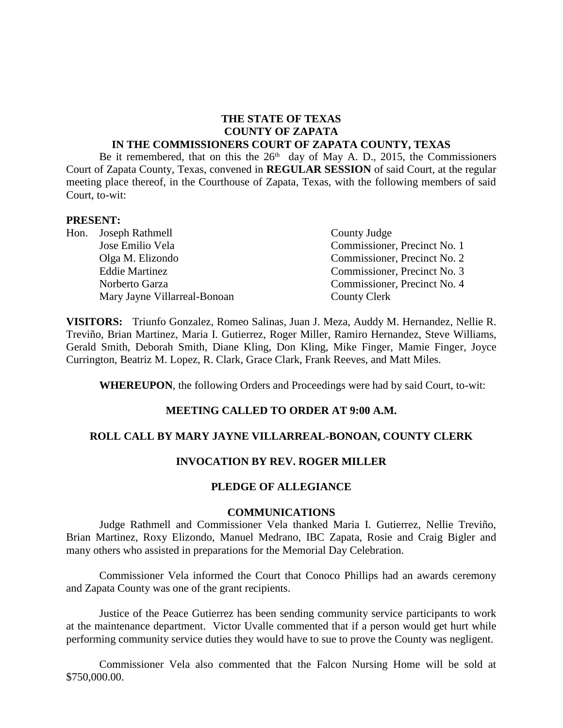**THE STATE OF TEXAS**
**COUNTY OF ZAPATA**
**IN THE COMMISSIONERS COURT OF ZAPATA COUNTY, TEXAS**

Be it remembered, that on this the 26th day of May A. D., 2015, the Commissioners Court of Zapata County, Texas, convened in **REGULAR SESSION** of said Court, at the regular meeting place thereof, in the Courthouse of Zapata, Texas, with the following members of said Court, to-wit:

**PRESENT:**

| | |
|---|---|
| Hon. Joseph Rathmell | County Judge |
| Jose Emilio Vela | Commissioner, Precinct No. 1 |
| Olga M. Elizondo | Commissioner, Precinct No. 2 |
| Eddie Martinez | Commissioner, Precinct No. 3 |
| Norberto Garza | Commissioner, Precinct No. 4 |
| Mary Jayne Villarreal-Bonoan | County Clerk |

**VISITORS:** Triunfo Gonzalez, Romeo Salinas, Juan J. Meza, Auddy M. Hernandez, Nellie R. Treviño, Brian Martinez, Maria I. Gutierrez, Roger Miller, Ramiro Hernandez, Steve Williams, Gerald Smith, Deborah Smith, Diane Kling, Don Kling, Mike Finger, Mamie Finger, Joyce Currington, Beatriz M. Lopez, R. Clark, Grace Clark, Frank Reeves, and Matt Miles.

**WHEREUPON**, the following Orders and Proceedings were had by said Court, to-wit:

**MEETING CALLED TO ORDER AT 9:00 A.M.**

**ROLL CALL BY MARY JAYNE VILLARREAL-BONOAN, COUNTY CLERK**

**INVOCATION BY REV. ROGER MILLER**

**PLEDGE OF ALLEGIANCE**

**COMMUNICATIONS**

Judge Rathmell and Commissioner Vela thanked Maria I. Gutierrez, Nellie Treviño, Brian Martinez, Roxy Elizondo, Manuel Medrano, IBC Zapata, Rosie and Craig Bigler and many others who assisted in preparations for the Memorial Day Celebration.

Commissioner Vela informed the Court that Conoco Phillips had an awards ceremony and Zapata County was one of the grant recipients.

Justice of the Peace Gutierrez has been sending community service participants to work at the maintenance department. Victor Uvalle commented that if a person would get hurt while performing community service duties they would have to sue to prove the County was negligent.

Commissioner Vela also commented that the Falcon Nursing Home will be sold at $750,000.00.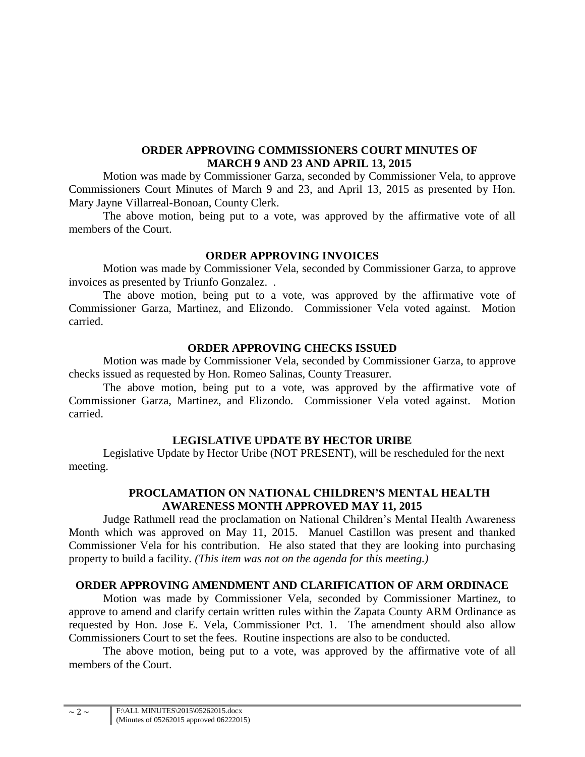**ORDER APPROVING COMMISSIONERS COURT MINUTES OF MARCH 9 AND 23 AND APRIL 13, 2015**

Motion was made by Commissioner Garza, seconded by Commissioner Vela, to approve Commissioners Court Minutes of March 9 and 23, and April 13, 2015 as presented by Hon. Mary Jayne Villarreal-Bonoan, County Clerk.

The above motion, being put to a vote, was approved by the affirmative vote of all members of the Court.

**ORDER APPROVING INVOICES**

Motion was made by Commissioner Vela, seconded by Commissioner Garza, to approve invoices as presented by Triunfo Gonzalez. .

The above motion, being put to a vote, was approved by the affirmative vote of Commissioner Garza, Martinez, and Elizondo. Commissioner Vela voted against. Motion carried.

**ORDER APPROVING CHECKS ISSUED**

Motion was made by Commissioner Vela, seconded by Commissioner Garza, to approve checks issued as requested by Hon. Romeo Salinas, County Treasurer.

The above motion, being put to a vote, was approved by the affirmative vote of Commissioner Garza, Martinez, and Elizondo. Commissioner Vela voted against. Motion carried.

**LEGISLATIVE UPDATE BY HECTOR URIBE**

Legislative Update by Hector Uribe (NOT PRESENT), will be rescheduled for the next meeting.

**PROCLAMATION ON NATIONAL CHILDREN'S MENTAL HEALTH AWARENESS MONTH APPROVED MAY 11, 2015**

Judge Rathmell read the proclamation on National Children's Mental Health Awareness Month which was approved on May 11, 2015. Manuel Castillon was present and thanked Commissioner Vela for his contribution. He also stated that they are looking into purchasing property to build a facility. *(This item was not on the agenda for this meeting.)*

**ORDER APPROVING AMENDMENT AND CLARIFICATION OF ARM ORDINACE**

Motion was made by Commissioner Vela, seconded by Commissioner Martinez, to approve to amend and clarify certain written rules within the Zapata County ARM Ordinance as requested by Hon. Jose E. Vela, Commissioner Pct. 1. The amendment should also allow Commissioners Court to set the fees. Routine inspections are also to be conducted.

The above motion, being put to a vote, was approved by the affirmative vote of all members of the Court.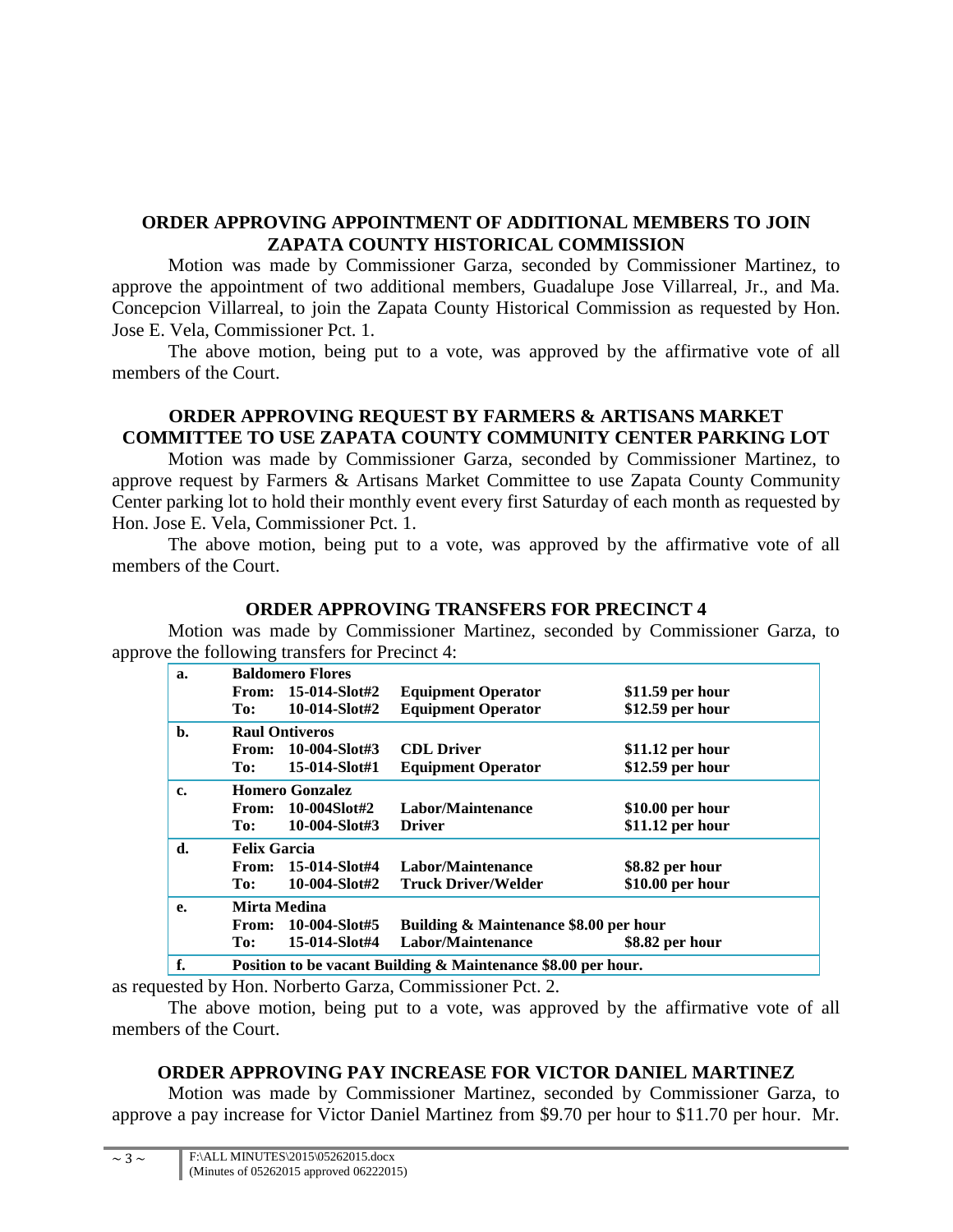## ORDER APPROVING APPOINTMENT OF ADDITIONAL MEMBERS TO JOIN ZAPATA COUNTY HISTORICAL COMMISSION

Motion was made by Commissioner Garza, seconded by Commissioner Martinez, to approve the appointment of two additional members, Guadalupe Jose Villarreal, Jr., and Ma. Concepcion Villarreal, to join the Zapata County Historical Commission as requested by Hon. Jose E. Vela, Commissioner Pct. 1.

The above motion, being put to a vote, was approved by the affirmative vote of all members of the Court.

## ORDER APPROVING REQUEST BY FARMERS & ARTISANS MARKET COMMITTEE TO USE ZAPATA COUNTY COMMUNITY CENTER PARKING LOT

Motion was made by Commissioner Garza, seconded by Commissioner Martinez, to approve request by Farmers & Artisans Market Committee to use Zapata County Community Center parking lot to hold their monthly event every first Saturday of each month as requested by Hon. Jose E. Vela, Commissioner Pct. 1.

The above motion, being put to a vote, was approved by the affirmative vote of all members of the Court.

## ORDER APPROVING TRANSFERS FOR PRECINCT 4

Motion was made by Commissioner Martinez, seconded by Commissioner Garza, to approve the following transfers for Precinct 4:

| | | | | |
|---|---|---|---|---|
| **a.** | **Baldomero Flores** | | | |
| | **From:** | **15-014-Slot#2** | **Equipment Operator** | **$11.59 per hour** |
| | **To:** | **10-014-Slot#2** | **Equipment Operator** | **$12.59 per hour** |
| **b.** | **Raul Ontiveros** | | | |
| | **From:** | **10-004-Slot#3** | **CDL Driver** | **$11.12 per hour** |
| | **To:** | **15-014-Slot#1** | **Equipment Operator** | **$12.59 per hour** |
| **c.** | **Homero Gonzalez** | | | |
| | **From:** | **10-004Slot#2** | **Labor/Maintenance** | **$10.00 per hour** |
| | **To:** | **10-004-Slot#3** | **Driver** | **$11.12 per hour** |
| **d.** | **Felix Garcia** | | | |
| | **From:** | **15-014-Slot#4** | **Labor/Maintenance** | **$8.82 per hour** |
| | **To:** | **10-004-Slot#2** | **Truck Driver/Welder** | **$10.00 per hour** |
| **e.** | **Mirta Medina** | | | |
| | **From:** | **10-004-Slot#5** | **Building & Maintenance $8.00 per hour** | |
| | **To:** | **15-014-Slot#4** | **Labor/Maintenance** | **$8.82 per hour** |
| **f.** | **Position to be vacant Building & Maintenance $8.00 per hour.** | | | |

as requested by Hon. Norberto Garza, Commissioner Pct. 2.

The above motion, being put to a vote, was approved by the affirmative vote of all members of the Court.

## ORDER APPROVING PAY INCREASE FOR VICTOR DANIEL MARTINEZ

Motion was made by Commissioner Martinez, seconded by Commissioner Garza, to approve a pay increase for Victor Daniel Martinez from $9.70 per hour to $11.70 per hour. Mr.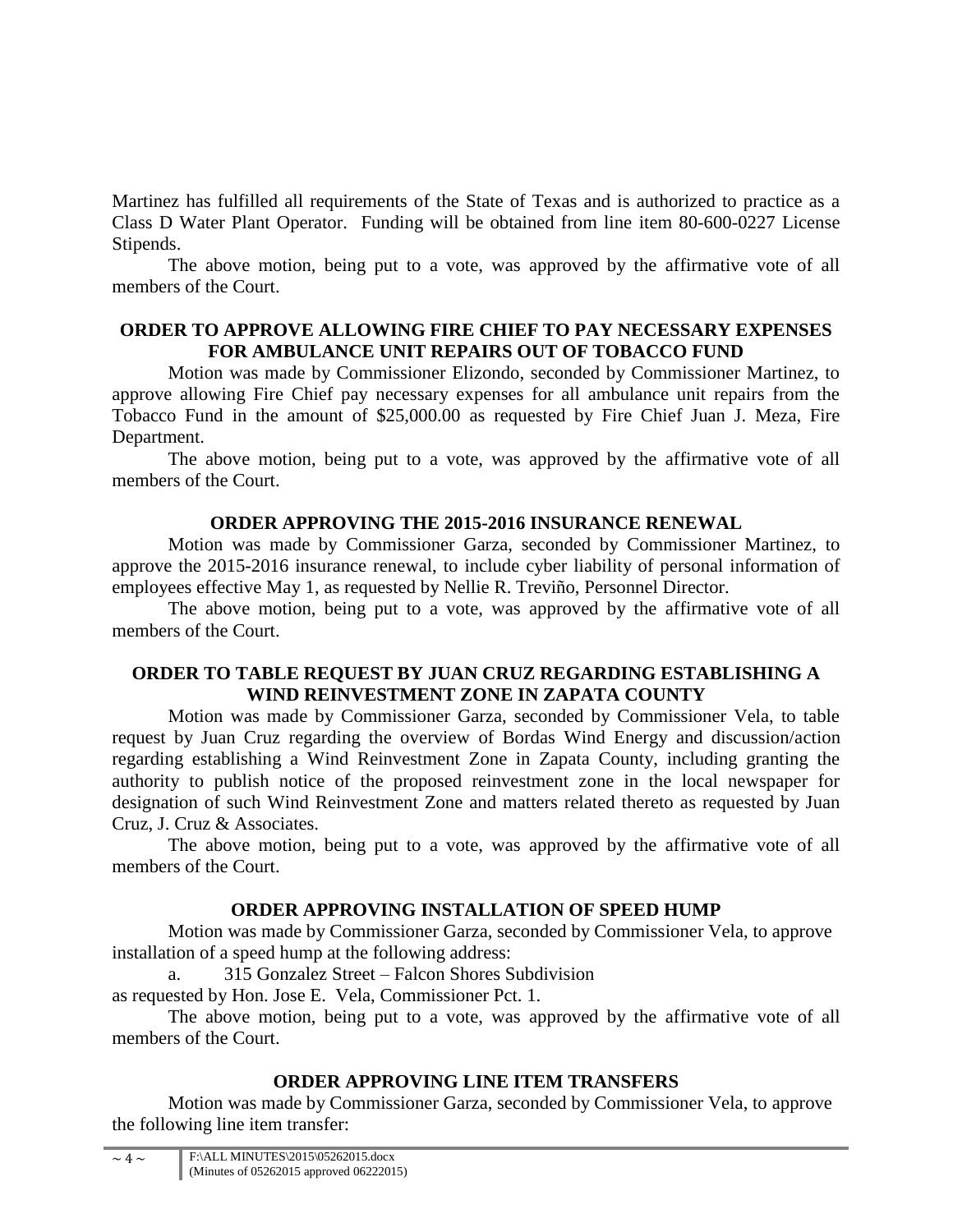Martinez has fulfilled all requirements of the State of Texas and is authorized to practice as a Class D Water Plant Operator. Funding will be obtained from line item 80-600-0227 License Stipends.

The above motion, being put to a vote, was approved by the affirmative vote of all members of the Court.

**ORDER TO APPROVE ALLOWING FIRE CHIEF TO PAY NECESSARY EXPENSES FOR AMBULANCE UNIT REPAIRS OUT OF TOBACCO FUND**

Motion was made by Commissioner Elizondo, seconded by Commissioner Martinez, to approve allowing Fire Chief pay necessary expenses for all ambulance unit repairs from the Tobacco Fund in the amount of $25,000.00 as requested by Fire Chief Juan J. Meza, Fire Department.

The above motion, being put to a vote, was approved by the affirmative vote of all members of the Court.

**ORDER APPROVING THE 2015-2016 INSURANCE RENEWAL**

Motion was made by Commissioner Garza, seconded by Commissioner Martinez, to approve the 2015-2016 insurance renewal, to include cyber liability of personal information of employees effective May 1, as requested by Nellie R. Treviño, Personnel Director.

The above motion, being put to a vote, was approved by the affirmative vote of all members of the Court.

**ORDER TO TABLE REQUEST BY JUAN CRUZ REGARDING ESTABLISHING A WIND REINVESTMENT ZONE IN ZAPATA COUNTY**

Motion was made by Commissioner Garza, seconded by Commissioner Vela, to table request by Juan Cruz regarding the overview of Bordas Wind Energy and discussion/action regarding establishing a Wind Reinvestment Zone in Zapata County, including granting the authority to publish notice of the proposed reinvestment zone in the local newspaper for designation of such Wind Reinvestment Zone and matters related thereto as requested by Juan Cruz, J. Cruz & Associates.

The above motion, being put to a vote, was approved by the affirmative vote of all members of the Court.

**ORDER APPROVING INSTALLATION OF SPEED HUMP**

Motion was made by Commissioner Garza, seconded by Commissioner Vela, to approve installation of a speed hump at the following address:

a. 315 Gonzalez Street – Falcon Shores Subdivision

as requested by Hon. Jose E. Vela, Commissioner Pct. 1.

The above motion, being put to a vote, was approved by the affirmative vote of all members of the Court.

**ORDER APPROVING LINE ITEM TRANSFERS**

Motion was made by Commissioner Garza, seconded by Commissioner Vela, to approve the following line item transfer: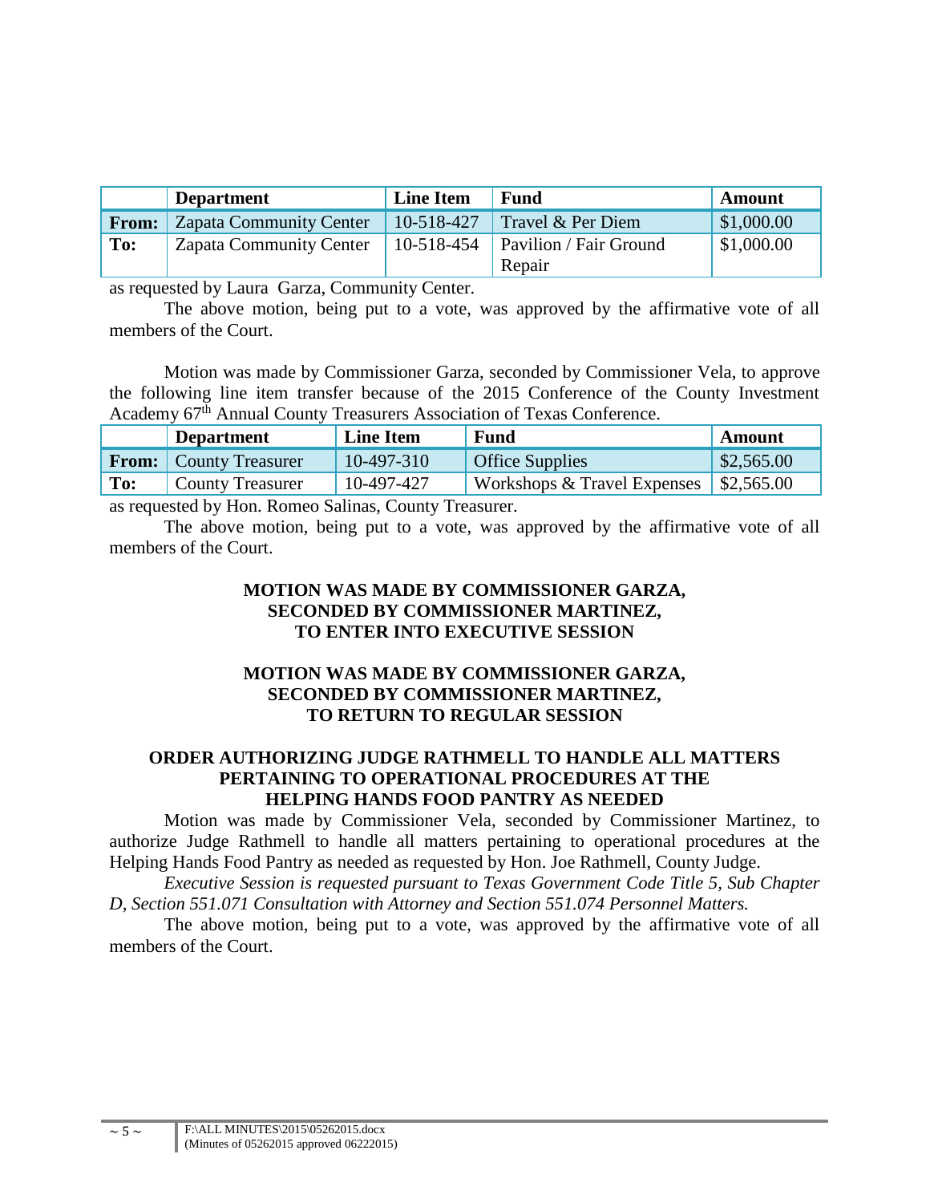| | Department | Line Item | Fund | Amount |
|---|---|---|---|---|
| **From:** | Zapata Community Center | 10-518-427 | Travel & Per Diem | $1,000.00 |
| **To:** | Zapata Community Center | 10-518-454 | Pavilion / Fair Ground Repair | $1,000.00 |

as requested by Laura Garza, Community Center.

The above motion, being put to a vote, was approved by the affirmative vote of all members of the Court.

Motion was made by Commissioner Garza, seconded by Commissioner Vela, to approve the following line item transfer because of the 2015 Conference of the County Investment Academy 67th Annual County Treasurers Association of Texas Conference.

| | Department | Line Item | Fund | Amount |
|---|---|---|---|---|
| **From:** | County Treasurer | 10-497-310 | Office Supplies | $2,565.00 |
| **To:** | County Treasurer | 10-497-427 | Workshops & Travel Expenses | $2,565.00 |

as requested by Hon. Romeo Salinas, County Treasurer.

The above motion, being put to a vote, was approved by the affirmative vote of all members of the Court.

**MOTION WAS MADE BY COMMISSIONER GARZA, SECONDED BY COMMISSIONER MARTINEZ, TO ENTER INTO EXECUTIVE SESSION**

**MOTION WAS MADE BY COMMISSIONER GARZA, SECONDED BY COMMISSIONER MARTINEZ, TO RETURN TO REGULAR SESSION**

**ORDER AUTHORIZING JUDGE RATHMELL TO HANDLE ALL MATTERS PERTAINING TO OPERATIONAL PROCEDURES AT THE HELPING HANDS FOOD PANTRY AS NEEDED**

Motion was made by Commissioner Vela, seconded by Commissioner Martinez, to authorize Judge Rathmell to handle all matters pertaining to operational procedures at the Helping Hands Food Pantry as needed as requested by Hon. Joe Rathmell, County Judge.

*Executive Session is requested pursuant to Texas Government Code Title 5, Sub Chapter D, Section 551.071 Consultation with Attorney and Section 551.074 Personnel Matters.*

The above motion, being put to a vote, was approved by the affirmative vote of all members of the Court.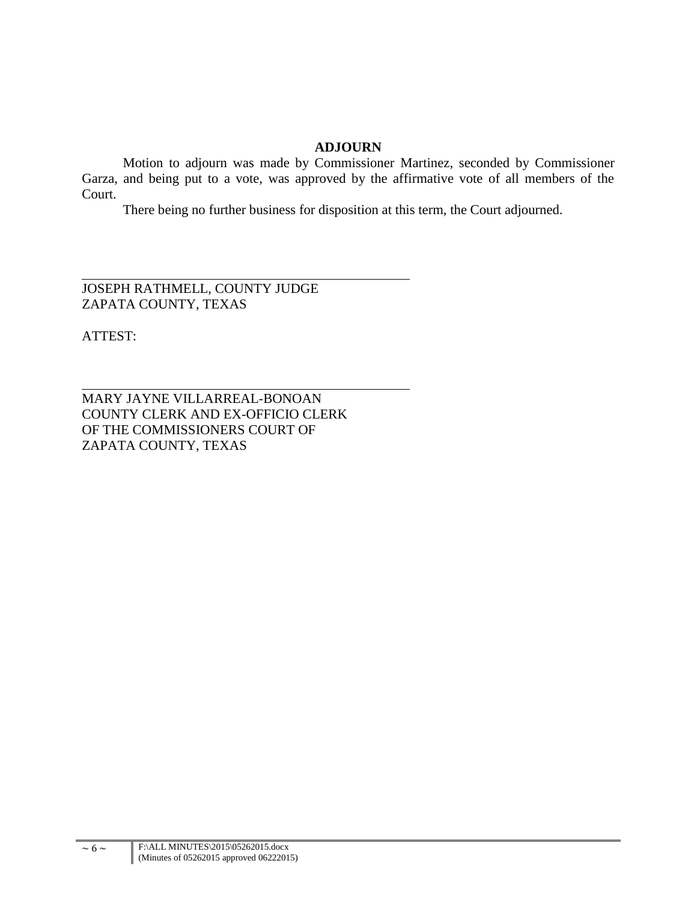**ADJOURN**

Motion to adjourn was made by Commissioner Martinez, seconded by Commissioner Garza, and being put to a vote, was approved by the affirmative vote of all members of the Court.

There being no further business for disposition at this term, the Court adjourned.

\_\_\_\_\_\_\_\_\_\_\_\_\_\_\_\_\_\_\_\_\_\_\_\_\_\_\_\_\_\_\_\_\_\_\_\_\_\_\_\_

JOSEPH RATHMELL, COUNTY JUDGE
ZAPATA COUNTY, TEXAS

ATTEST:

\_\_\_\_\_\_\_\_\_\_\_\_\_\_\_\_\_\_\_\_\_\_\_\_\_\_\_\_\_\_\_\_\_\_\_\_\_\_\_\_

MARY JAYNE VILLARREAL-BONOAN
COUNTY CLERK AND EX-OFFICIO CLERK
OF THE COMMISSIONERS COURT OF
ZAPATA COUNTY, TEXAS